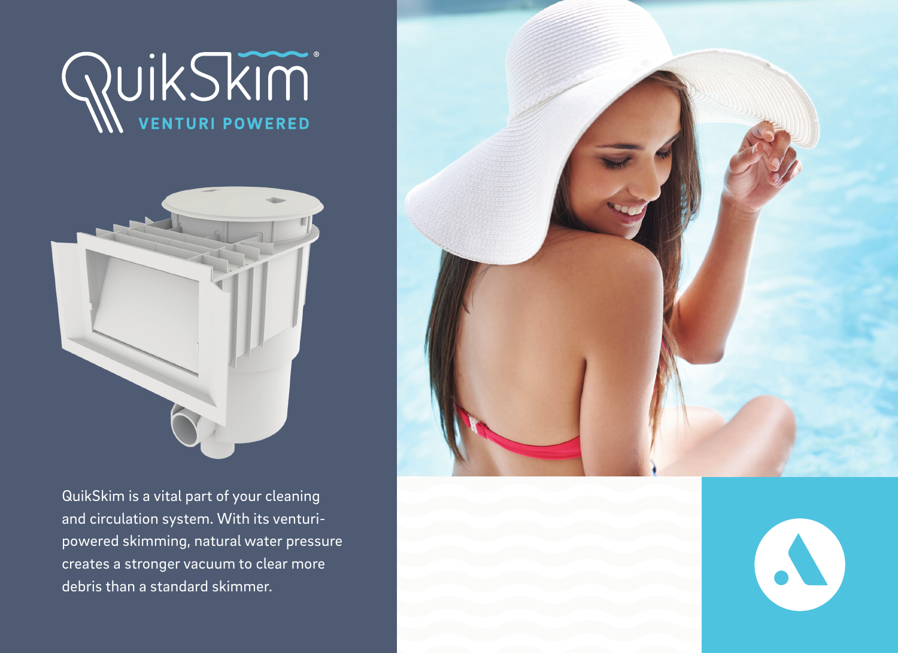# QuikSkim®

## VENTURI POWERED

QuikSkim is a vital part of your cleaning and circulation system. With its venturi-powered skimming, natural water pressure creates a stronger vacuum to clear more debris than a standard skimmer.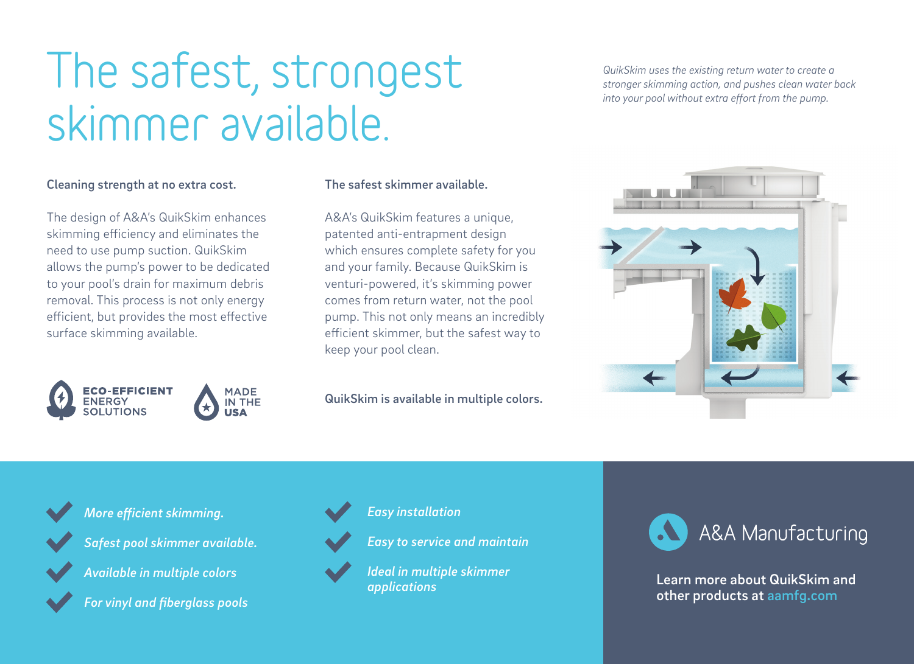# The safest, strongest skimmer available.

*QuikSkim uses the existing return water to create a stronger skimming action, and pushes clean water back into your pool without extra effort from the pump.*

**Cleaning strength at no extra cost.**

The design of A&A's QuikSkim enhances skimming efficiency and eliminates the need to use pump suction. QuikSkim allows the pump's power to be dedicated to your pool's drain for maximum debris removal. This process is not only energy efficient, but provides the most effective surface skimming available.

ECO-EFFICIENT ENERGY SOLUTIONS

MADE IN THE USA

**The safest skimmer available.**

A&A's QuikSkim features a unique, patented anti-entrapment design which ensures complete safety for you and your family. Because QuikSkim is venturi-powered, it's skimming power comes from return water, not the pool pump. This not only means an incredibly efficient skimmer, but the safest way to keep your pool clean.

**QuikSkim is available in multiple colors.**

- *More efficient skimming.*
- *Safest pool skimmer available.*
- *Available in multiple colors*
- *For vinyl and fiberglass pools*
- *Easy installation*
- *Easy to service and maintain*
- *Ideal in multiple skimmer applications*

A&A Manufacturing

**Learn more about QuikSkim and other products at aamfg.com**